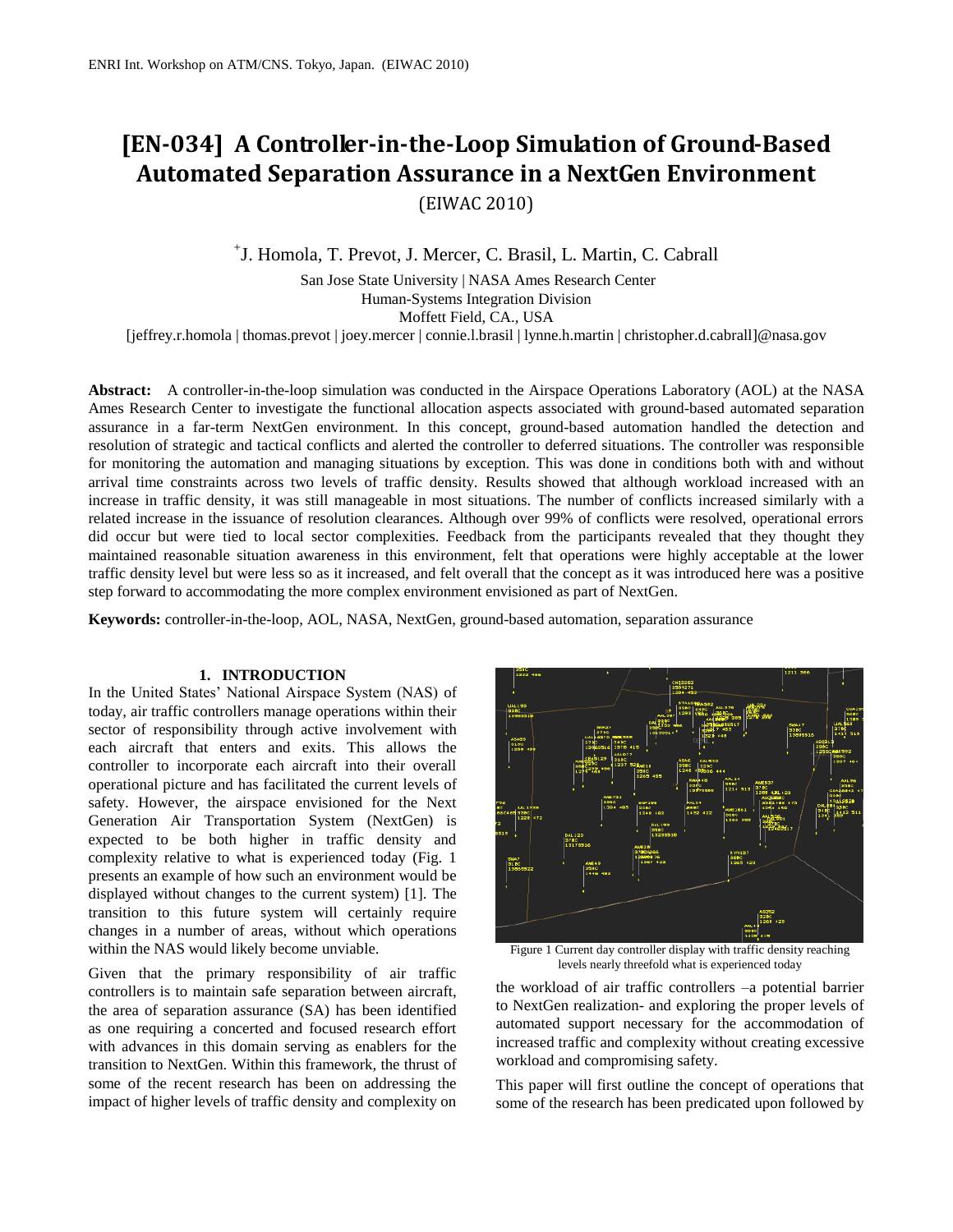# [EN-034] A Controller-in-the-Loop Simulation of Ground-Based Automated Separation Assurance in a NextGen Environment

(EIWAC 2010)

[+]J. Homola, T. Prevot, J. Mercer, C. Brasil, L. Martin, C. Cabrall

San Jose State University | NASA Ames Research Center
Human-Systems Integration Division
Moffett Field, CA., USA
[jeffrey.r.homola | thomas.prevot | joey.mercer | connie.l.brasil | lynne.h.martin | christopher.d.cabrall]@nasa.gov

**Abstract:** A controller-in-the-loop simulation was conducted in the Airspace Operations Laboratory (AOL) at the NASA Ames Research Center to investigate the functional allocation aspects associated with ground-based automated separation assurance in a far-term NextGen environment. In this concept, ground-based automation handled the detection and resolution of strategic and tactical conflicts and alerted the controller to deferred situations. The controller was responsible for monitoring the automation and managing situations by exception. This was done in conditions both with and without arrival time constraints across two levels of traffic density. Results showed that although workload increased with an increase in traffic density, it was still manageable in most situations. The number of conflicts increased similarly with a related increase in the issuance of resolution clearances. Although over 99% of conflicts were resolved, operational errors did occur but were tied to local sector complexities. Feedback from the participants revealed that they thought they maintained reasonable situation awareness in this environment, felt that operations were highly acceptable at the lower traffic density level but were less so as it increased, and felt overall that the concept as it was introduced here was a positive step forward to accommodating the more complex environment envisioned as part of NextGen.

**Keywords:** controller-in-the-loop, AOL, NASA, NextGen, ground-based automation, separation assurance

## 1. INTRODUCTION

In the United States' National Airspace System (NAS) of today, air traffic controllers manage operations within their sector of responsibility through active involvement with each aircraft that enters and exits. This allows the controller to incorporate each aircraft into their overall operational picture and has facilitated the current levels of safety. However, the airspace envisioned for the Next Generation Air Transportation System (NextGen) is expected to be both higher in traffic density and complexity relative to what is experienced today (Fig. 1 presents an example of how such an environment would be displayed without changes to the current system) [1]. The transition to this future system will certainly require changes in a number of areas, without which operations within the NAS would likely become unviable.

Given that the primary responsibility of air traffic controllers is to maintain safe separation between aircraft, the area of separation assurance (SA) has been identified as one requiring a concerted and focused research effort with advances in this domain serving as enablers for the transition to NextGen. Within this framework, the thrust of some of the recent research has been on addressing the impact of higher levels of traffic density and complexity on the workload of air traffic controllers –a potential barrier to NextGen realization- and exploring the proper levels of automated support necessary for the accommodation of increased traffic and complexity without creating excessive workload and compromising safety.

Figure 1 Current day controller display with traffic density reaching levels nearly threefold what is experienced today

This paper will first outline the concept of operations that some of the research has been predicated upon followed by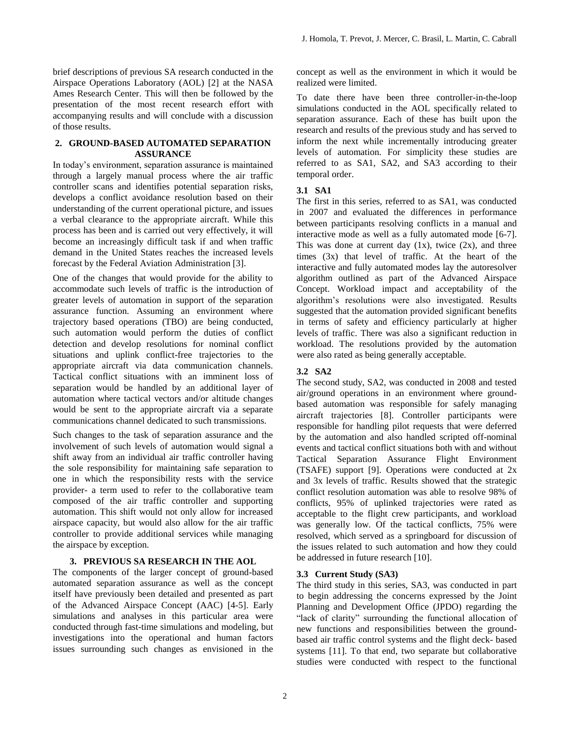brief descriptions of previous SA research conducted in the Airspace Operations Laboratory (AOL) [2] at the NASA Ames Research Center. This will then be followed by the presentation of the most recent research effort with accompanying results and will conclude with a discussion of those results.

## 2. GROUND-BASED AUTOMATED SEPARATION ASSURANCE

In today's environment, separation assurance is maintained through a largely manual process where the air traffic controller scans and identifies potential separation risks, develops a conflict avoidance resolution based on their understanding of the current operational picture, and issues a verbal clearance to the appropriate aircraft. While this process has been and is carried out very effectively, it will become an increasingly difficult task if and when traffic demand in the United States reaches the increased levels forecast by the Federal Aviation Administration [3].

One of the changes that would provide for the ability to accommodate such levels of traffic is the introduction of greater levels of automation in support of the separation assurance function. Assuming an environment where trajectory based operations (TBO) are being conducted, such automation would perform the duties of conflict detection and develop resolutions for nominal conflict situations and uplink conflict-free trajectories to the appropriate aircraft via data communication channels. Tactical conflict situations with an imminent loss of separation would be handled by an additional layer of automation where tactical vectors and/or altitude changes would be sent to the appropriate aircraft via a separate communications channel dedicated to such transmissions.

Such changes to the task of separation assurance and the involvement of such levels of automation would signal a shift away from an individual air traffic controller having the sole responsibility for maintaining safe separation to one in which the responsibility rests with the service provider- a term used to refer to the collaborative team composed of the air traffic controller and supporting automation. This shift would not only allow for increased airspace capacity, but would also allow for the air traffic controller to provide additional services while managing the airspace by exception.

## 3. PREVIOUS SA RESEARCH IN THE AOL

The components of the larger concept of ground-based automated separation assurance as well as the concept itself have previously been detailed and presented as part of the Advanced Airspace Concept (AAC) [4-5]. Early simulations and analyses in this particular area were conducted through fast-time simulations and modeling, but investigations into the operational and human factors issues surrounding such changes as envisioned in the concept as well as the environment in which it would be realized were limited.

To date there have been three controller-in-the-loop simulations conducted in the AOL specifically related to separation assurance. Each of these has built upon the research and results of the previous study and has served to inform the next while incrementally introducing greater levels of automation. For simplicity these studies are referred to as SA1, SA2, and SA3 according to their temporal order.

### 3.1 SA1

The first in this series, referred to as SA1, was conducted in 2007 and evaluated the differences in performance between participants resolving conflicts in a manual and interactive mode as well as a fully automated mode [6-7]. This was done at current day (1x), twice (2x), and three times (3x) that level of traffic. At the heart of the interactive and fully automated modes lay the autoresolver algorithm outlined as part of the Advanced Airspace Concept. Workload impact and acceptability of the algorithm's resolutions were also investigated. Results suggested that the automation provided significant benefits in terms of safety and efficiency particularly at higher levels of traffic. There was also a significant reduction in workload. The resolutions provided by the automation were also rated as being generally acceptable.

### 3.2 SA2

The second study, SA2, was conducted in 2008 and tested air/ground operations in an environment where ground-based automation was responsible for safely managing aircraft trajectories [8]. Controller participants were responsible for handling pilot requests that were deferred by the automation and also handled scripted off-nominal events and tactical conflict situations both with and without Tactical Separation Assurance Flight Environment (TSAFE) support [9]. Operations were conducted at 2x and 3x levels of traffic. Results showed that the strategic conflict resolution automation was able to resolve 98% of conflicts, 95% of uplinked trajectories were rated as acceptable to the flight crew participants, and workload was generally low. Of the tactical conflicts, 75% were resolved, which served as a springboard for discussion of the issues related to such automation and how they could be addressed in future research [10].

### 3.3 Current Study (SA3)

The third study in this series, SA3, was conducted in part to begin addressing the concerns expressed by the Joint Planning and Development Office (JPDO) regarding the "lack of clarity" surrounding the functional allocation of new functions and responsibilities between the ground-based air traffic control systems and the flight deck- based systems [11]. To that end, two separate but collaborative studies were conducted with respect to the functional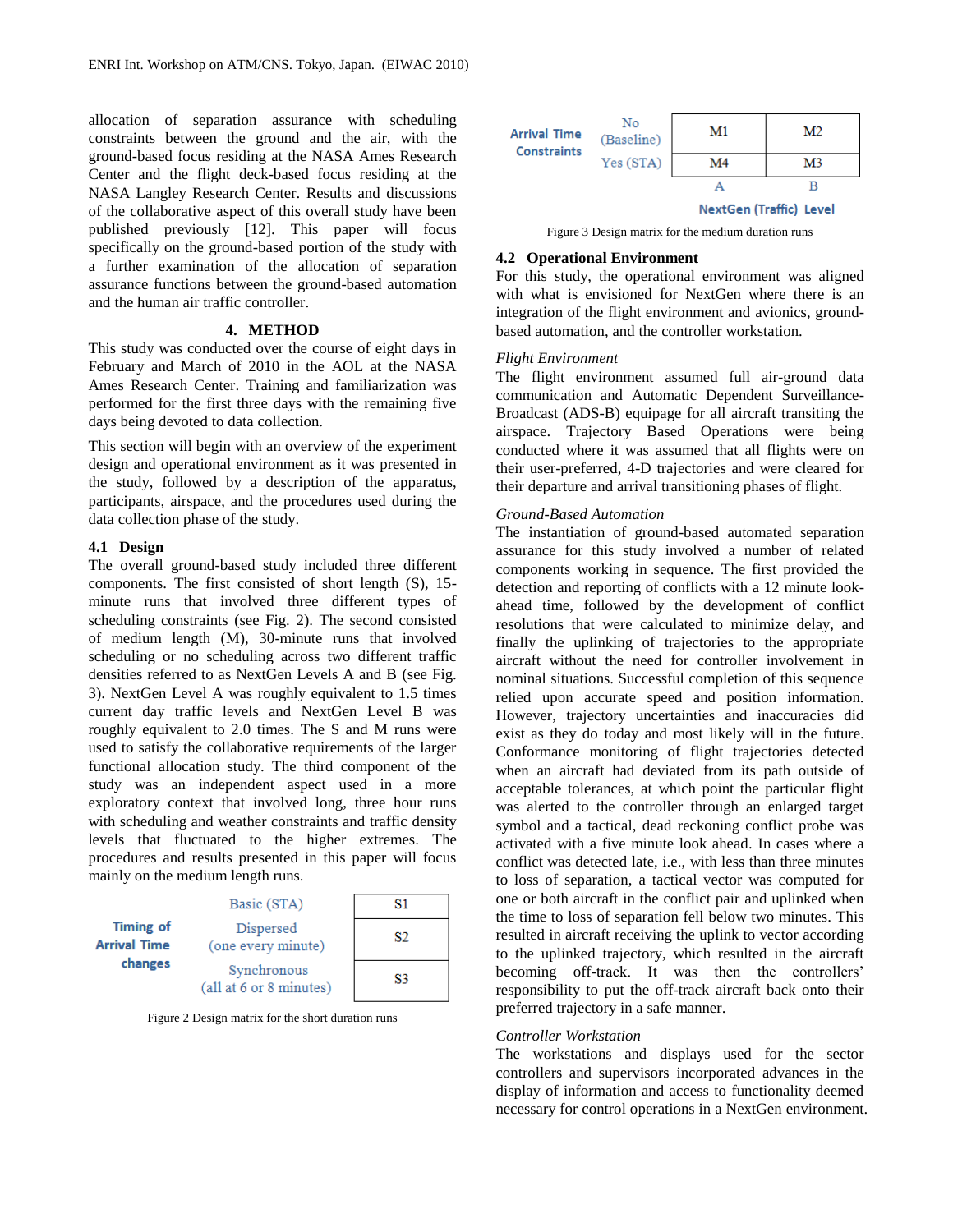allocation of separation assurance with scheduling constraints between the ground and the air, with the ground-based focus residing at the NASA Ames Research Center and the flight deck-based focus residing at the NASA Langley Research Center. Results and discussions of the collaborative aspect of this overall study have been published previously [12]. This paper will focus specifically on the ground-based portion of the study with a further examination of the allocation of separation assurance functions between the ground-based automation and the human air traffic controller.

## 4. METHOD

This study was conducted over the course of eight days in February and March of 2010 in the AOL at the NASA Ames Research Center. Training and familiarization was performed for the first three days with the remaining five days being devoted to data collection.

This section will begin with an overview of the experiment design and operational environment as it was presented in the study, followed by a description of the apparatus, participants, airspace, and the procedures used during the data collection phase of the study.

### 4.1 Design

The overall ground-based study included three different components. The first consisted of short length (S), 15-minute runs that involved three different types of scheduling constraints (see Fig. 2). The second consisted of medium length (M), 30-minute runs that involved scheduling or no scheduling across two different traffic densities referred to as NextGen Levels A and B (see Fig. 3). NextGen Level A was roughly equivalent to 1.5 times current day traffic levels and NextGen Level B was roughly equivalent to 2.0 times. The S and M runs were used to satisfy the collaborative requirements of the larger functional allocation study. The third component of the study was an independent aspect used in a more exploratory context that involved long, three hour runs with scheduling and weather constraints and traffic density levels that fluctuated to the higher extremes. The procedures and results presented in this paper will focus mainly on the medium length runs.

| Timing of Arrival Time changes | | |
|---|---|---|
| | Basic (STA) | S1 |
| | Dispersed (one every minute) | S2 |
| | Synchronous (all at 6 or 8 minutes) | S3 |

Figure 2 Design matrix for the short duration runs

| Arrival Time Constraints | | NextGen (Traffic) Level A | NextGen (Traffic) Level B |
|---|---|---|---|
| | No (Baseline) | M1 | M2 |
| | Yes (STA) | M4 | M3 |

Figure 3 Design matrix for the medium duration runs

### 4.2 Operational Environment

For this study, the operational environment was aligned with what is envisioned for NextGen where there is an integration of the flight environment and avionics, ground-based automation, and the controller workstation.

*Flight Environment*

The flight environment assumed full air-ground data communication and Automatic Dependent Surveillance-Broadcast (ADS-B) equipage for all aircraft transiting the airspace. Trajectory Based Operations were being conducted where it was assumed that all flights were on their user-preferred, 4-D trajectories and were cleared for their departure and arrival transitioning phases of flight.

*Ground-Based Automation*

The instantiation of ground-based automated separation assurance for this study involved a number of related components working in sequence. The first provided the detection and reporting of conflicts with a 12 minute look-ahead time, followed by the development of conflict resolutions that were calculated to minimize delay, and finally the uplinking of trajectories to the appropriate aircraft without the need for controller involvement in nominal situations. Successful completion of this sequence relied upon accurate speed and position information. However, trajectory uncertainties and inaccuracies did exist as they do today and most likely will in the future. Conformance monitoring of flight trajectories detected when an aircraft had deviated from its path outside of acceptable tolerances, at which point the particular flight was alerted to the controller through an enlarged target symbol and a tactical, dead reckoning conflict probe was activated with a five minute look ahead. In cases where a conflict was detected late, i.e., with less than three minutes to loss of separation, a tactical vector was computed for one or both aircraft in the conflict pair and uplinked when the time to loss of separation fell below two minutes. This resulted in aircraft receiving the uplink to vector according to the uplinked trajectory, which resulted in the aircraft becoming off-track. It was then the controllers' responsibility to put the off-track aircraft back onto their preferred trajectory in a safe manner.

*Controller Workstation*

The workstations and displays used for the sector controllers and supervisors incorporated advances in the display of information and access to functionality deemed necessary for control operations in a NextGen environment.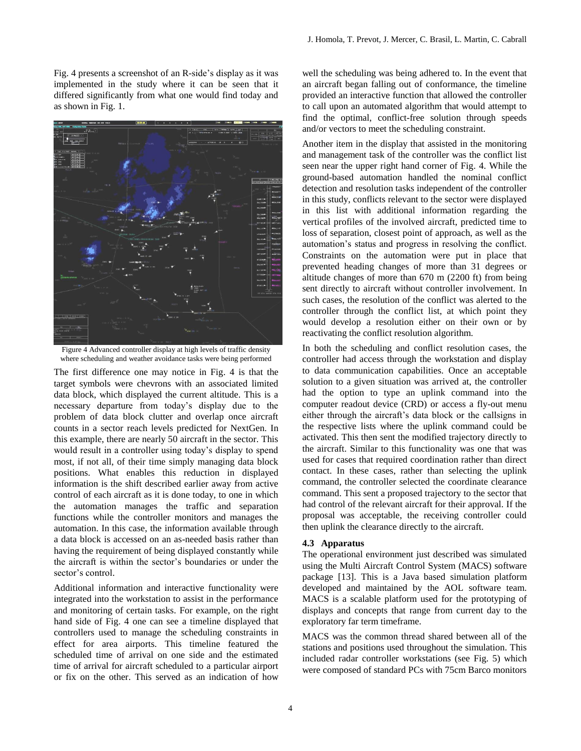Fig. 4 presents a screenshot of an R-side's display as it was implemented in the study where it can be seen that it differed significantly from what one would find today and as shown in Fig. 1.

Figure 4 Advanced controller display at high levels of traffic density where scheduling and weather avoidance tasks were being performed

The first difference one may notice in Fig. 4 is that the target symbols were chevrons with an associated limited data block, which displayed the current altitude. This is a necessary departure from today's display due to the problem of data block clutter and overlap once aircraft counts in a sector reach levels predicted for NextGen. In this example, there are nearly 50 aircraft in the sector. This would result in a controller using today's display to spend most, if not all, of their time simply managing data block positions. What enables this reduction in displayed information is the shift described earlier away from active control of each aircraft as it is done today, to one in which the automation manages the traffic and separation functions while the controller monitors and manages the automation. In this case, the information available through a data block is accessed on an as-needed basis rather than having the requirement of being displayed constantly while the aircraft is within the sector's boundaries or under the sector's control.

Additional information and interactive functionality were integrated into the workstation to assist in the performance and monitoring of certain tasks. For example, on the right hand side of Fig. 4 one can see a timeline displayed that controllers used to manage the scheduling constraints in effect for area airports. This timeline featured the scheduled time of arrival on one side and the estimated time of arrival for aircraft scheduled to a particular airport or fix on the other. This served as an indication of how well the scheduling was being adhered to. In the event that an aircraft began falling out of conformance, the timeline provided an interactive function that allowed the controller to call upon an automated algorithm that would attempt to find the optimal, conflict-free solution through speeds and/or vectors to meet the scheduling constraint.

Another item in the display that assisted in the monitoring and management task of the controller was the conflict list seen near the upper right hand corner of Fig. 4. While the ground-based automation handled the nominal conflict detection and resolution tasks independent of the controller in this study, conflicts relevant to the sector were displayed in this list with additional information regarding the vertical profiles of the involved aircraft, predicted time to loss of separation, closest point of approach, as well as the automation's status and progress in resolving the conflict. Constraints on the automation were put in place that prevented heading changes of more than 31 degrees or altitude changes of more than 670 m (2200 ft) from being sent directly to aircraft without controller involvement. In such cases, the resolution of the conflict was alerted to the controller through the conflict list, at which point they would develop a resolution either on their own or by reactivating the conflict resolution algorithm.

In both the scheduling and conflict resolution cases, the controller had access through the workstation and display to data communication capabilities. Once an acceptable solution to a given situation was arrived at, the controller had the option to type an uplink command into the computer readout device (CRD) or access a fly-out menu either through the aircraft's data block or the callsigns in the respective lists where the uplink command could be activated. This then sent the modified trajectory directly to the aircraft. Similar to this functionality was one that was used for cases that required coordination rather than direct contact. In these cases, rather than selecting the uplink command, the controller selected the coordinate clearance command. This sent a proposed trajectory to the sector that had control of the relevant aircraft for their approval. If the proposal was acceptable, the receiving controller could then uplink the clearance directly to the aircraft.

### 4.3 Apparatus

The operational environment just described was simulated using the Multi Aircraft Control System (MACS) software package [13]. This is a Java based simulation platform developed and maintained by the AOL software team. MACS is a scalable platform used for the prototyping of displays and concepts that range from current day to the exploratory far term timeframe.

MACS was the common thread shared between all of the stations and positions used throughout the simulation. This included radar controller workstations (see Fig. 5) which were composed of standard PCs with 75cm Barco monitors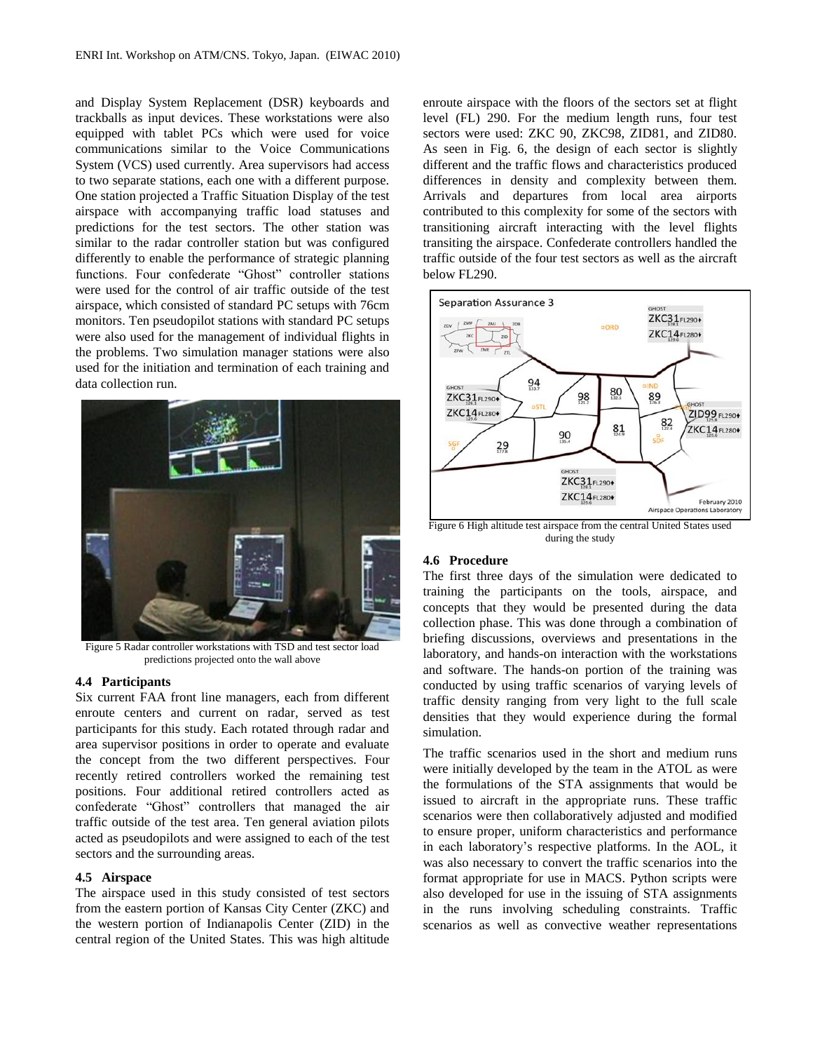and Display System Replacement (DSR) keyboards and trackballs as input devices. These workstations were also equipped with tablet PCs which were used for voice communications similar to the Voice Communications System (VCS) used currently. Area supervisors had access to two separate stations, each one with a different purpose. One station projected a Traffic Situation Display of the test airspace with accompanying traffic load statuses and predictions for the test sectors. The other station was similar to the radar controller station but was configured differently to enable the performance of strategic planning functions. Four confederate "Ghost" controller stations were used for the control of air traffic outside of the test airspace, which consisted of standard PC setups with 76cm monitors. Ten pseudopilot stations with standard PC setups were also used for the management of individual flights in the problems. Two simulation manager stations were also used for the initiation and termination of each training and data collection run.

Figure 5 Radar controller workstations with TSD and test sector load predictions projected onto the wall above

### 4.4 Participants

Six current FAA front line managers, each from different enroute centers and current on radar, served as test participants for this study. Each rotated through radar and area supervisor positions in order to operate and evaluate the concept from the two different perspectives. Four recently retired controllers worked the remaining test positions. Four additional retired controllers acted as confederate "Ghost" controllers that managed the air traffic outside of the test area. Ten general aviation pilots acted as pseudopilots and were assigned to each of the test sectors and the surrounding areas.

### 4.5 Airspace

The airspace used in this study consisted of test sectors from the eastern portion of Kansas City Center (ZKC) and the western portion of Indianapolis Center (ZID) in the central region of the United States. This was high altitude enroute airspace with the floors of the sectors set at flight level (FL) 290. For the medium length runs, four test sectors were used: ZKC 90, ZKC98, ZID81, and ZID80. As seen in Fig. 6, the design of each sector is slightly different and the traffic flows and characteristics produced differences in density and complexity between them. Arrivals and departures from local area airports contributed to this complexity for some of the sectors with transitioning aircraft interacting with the level flights transiting the airspace. Confederate controllers handled the traffic outside of the four test sectors as well as the aircraft below FL290.

Figure 6 High altitude test airspace from the central United States used during the study

### 4.6 Procedure

The first three days of the simulation were dedicated to training the participants on the tools, airspace, and concepts that they would be presented during the data collection phase. This was done through a combination of briefing discussions, overviews and presentations in the laboratory, and hands-on interaction with the workstations and software. The hands-on portion of the training was conducted by using traffic scenarios of varying levels of traffic density ranging from very light to the full scale densities that they would experience during the formal simulation.

The traffic scenarios used in the short and medium runs were initially developed by the team in the ATOL as were the formulations of the STA assignments that would be issued to aircraft in the appropriate runs. These traffic scenarios were then collaboratively adjusted and modified to ensure proper, uniform characteristics and performance in each laboratory's respective platforms. In the AOL, it was also necessary to convert the traffic scenarios into the format appropriate for use in MACS. Python scripts were also developed for use in the issuing of STA assignments in the runs involving scheduling constraints. Traffic scenarios as well as convective weather representations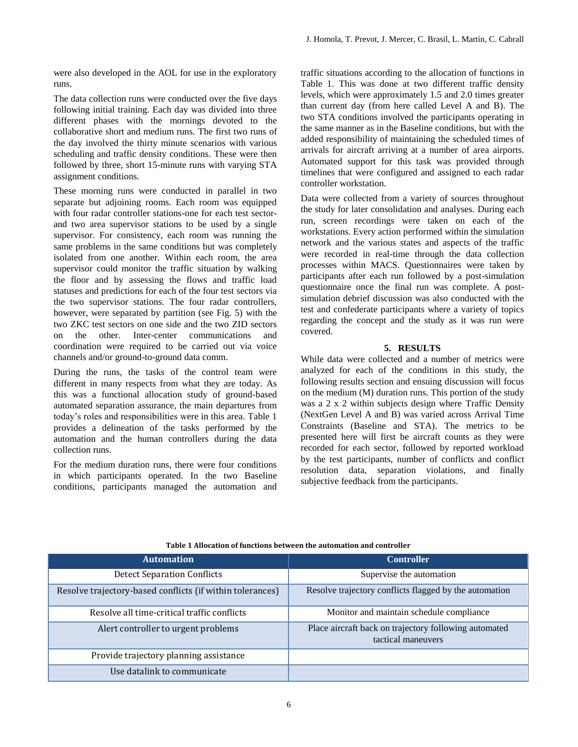were also developed in the AOL for use in the exploratory runs.

The data collection runs were conducted over the five days following initial training. Each day was divided into three different phases with the mornings devoted to the collaborative short and medium runs. The first two runs of the day involved the thirty minute scenarios with various scheduling and traffic density conditions. These were then followed by three, short 15-minute runs with varying STA assignment conditions.

These morning runs were conducted in parallel in two separate but adjoining rooms. Each room was equipped with four radar controller stations-one for each test sector-and two area supervisor stations to be used by a single supervisor. For consistency, each room was running the same problems in the same conditions but was completely isolated from one another. Within each room, the area supervisor could monitor the traffic situation by walking the floor and by assessing the flows and traffic load statuses and predictions for each of the four test sectors via the two supervisor stations. The four radar controllers, however, were separated by partition (see Fig. 5) with the two ZKC test sectors on one side and the two ZID sectors on the other. Inter-center communications and coordination were required to be carried out via voice channels and/or ground-to-ground data comm.

During the runs, the tasks of the control team were different in many respects from what they are today. As this was a functional allocation study of ground-based automated separation assurance, the main departures from today's roles and responsibilities were in this area. Table 1 provides a delineation of the tasks performed by the automation and the human controllers during the data collection runs.

For the medium duration runs, there were four conditions in which participants operated. In the two Baseline conditions, participants managed the automation and traffic situations according to the allocation of functions in Table 1. This was done at two different traffic density levels, which were approximately 1.5 and 2.0 times greater than current day (from here called Level A and B). The two STA conditions involved the participants operating in the same manner as in the Baseline conditions, but with the added responsibility of maintaining the scheduled times of arrivals for aircraft arriving at a number of area airports. Automated support for this task was provided through timelines that were configured and assigned to each radar controller workstation.

Data were collected from a variety of sources throughout the study for later consolidation and analyses. During each run, screen recordings were taken on each of the workstations. Every action performed within the simulation network and the various states and aspects of the traffic were recorded in real-time through the data collection processes within MACS. Questionnaires were taken by participants after each run followed by a post-simulation questionnaire once the final run was complete. A post-simulation debrief discussion was also conducted with the test and confederate participants where a variety of topics regarding the concept and the study as it was run were covered.

## 5. RESULTS

While data were collected and a number of metrics were analyzed for each of the conditions in this study, the following results section and ensuing discussion will focus on the medium (M) duration runs. This portion of the study was a 2 x 2 within subjects design where Traffic Density (NextGen Level A and B) was varied across Arrival Time Constraints (Baseline and STA). The metrics to be presented here will first be aircraft counts as they were recorded for each sector, followed by reported workload by the test participants, number of conflicts and conflict resolution data, separation violations, and finally subjective feedback from the participants.

**Table 1 Allocation of functions between the automation and controller**

| Automation | Controller |
| --- | --- |
| Detect Separation Conflicts | Supervise the automation |
| Resolve trajectory-based conflicts (if within tolerances) | Resolve trajectory conflicts flagged by the automation |
| Resolve all time-critical traffic conflicts | Monitor and maintain schedule compliance |
| Alert controller to urgent problems | Place aircraft back on trajectory following automated tactical maneuvers |
| Provide trajectory planning assistance | |
| Use datalink to communicate | |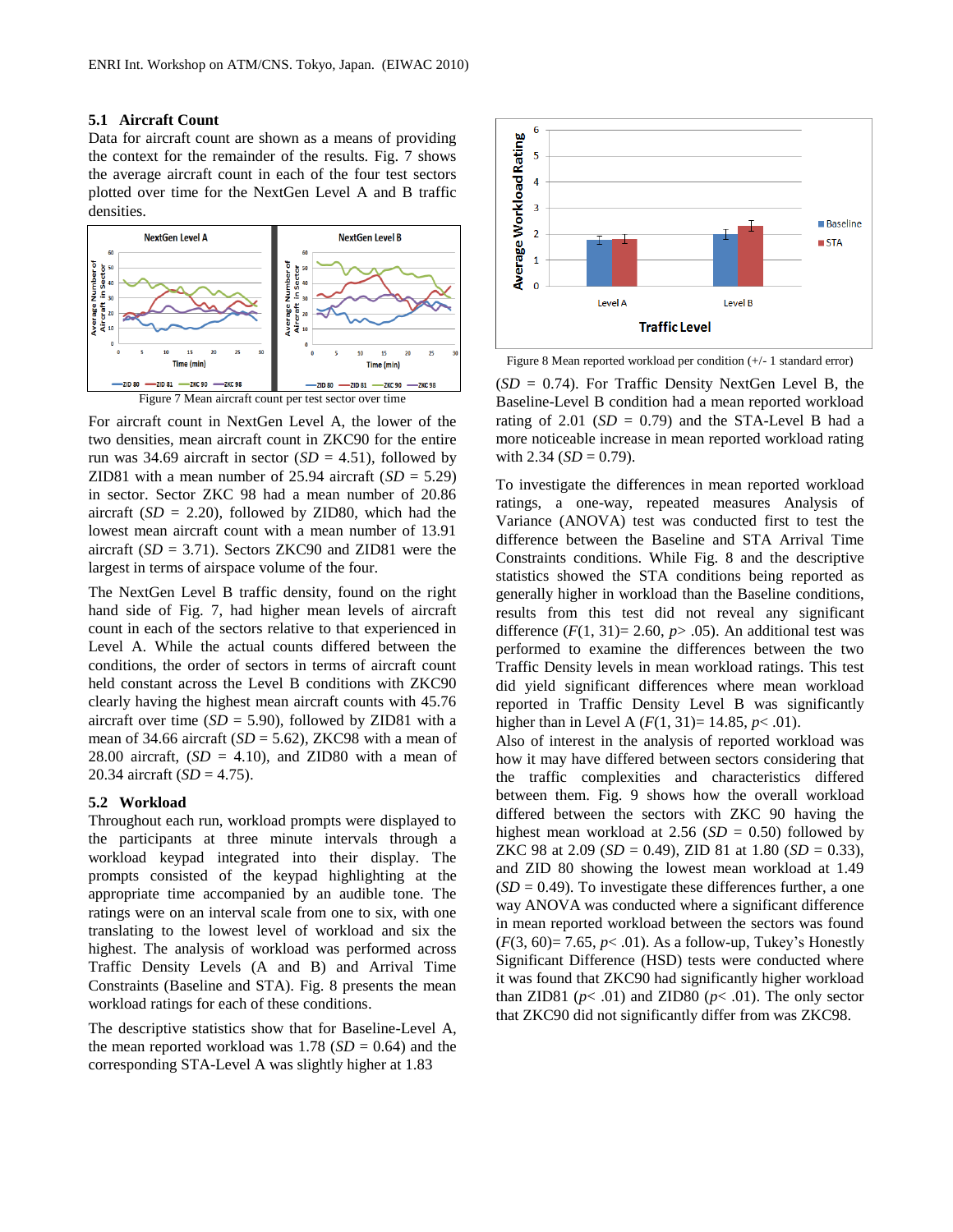### 5.1 Aircraft Count

Data for aircraft count are shown as a means of providing the context for the remainder of the results. Fig. 7 shows the average aircraft count in each of the four test sectors plotted over time for the NextGen Level A and B traffic densities.

Figure 7 Mean aircraft count per test sector over time

For aircraft count in NextGen Level A, the lower of the two densities, mean aircraft count in ZKC90 for the entire run was 34.69 aircraft in sector (*SD* = 4.51), followed by ZID81 with a mean number of 25.94 aircraft (*SD* = 5.29) in sector. Sector ZKC 98 had a mean number of 20.86 aircraft (*SD* = 2.20), followed by ZID80, which had the lowest mean aircraft count with a mean number of 13.91 aircraft (*SD* = 3.71). Sectors ZKC90 and ZID81 were the largest in terms of airspace volume of the four.

The NextGen Level B traffic density, found on the right hand side of Fig. 7, had higher mean levels of aircraft count in each of the sectors relative to that experienced in Level A. While the actual counts differed between the conditions, the order of sectors in terms of aircraft count held constant across the Level B conditions with ZKC90 clearly having the highest mean aircraft counts with 45.76 aircraft over time (*SD* = 5.90), followed by ZID81 with a mean of 34.66 aircraft (*SD* = 5.62), ZKC98 with a mean of 28.00 aircraft, (*SD* = 4.10), and ZID80 with a mean of 20.34 aircraft (*SD* = 4.75).

### 5.2 Workload

Throughout each run, workload prompts were displayed to the participants at three minute intervals through a workload keypad integrated into their display. The prompts consisted of the keypad highlighting at the appropriate time accompanied by an audible tone. The ratings were on an interval scale from one to six, with one translating to the lowest level of workload and six the highest. The analysis of workload was performed across Traffic Density Levels (A and B) and Arrival Time Constraints (Baseline and STA). Fig. 8 presents the mean workload ratings for each of these conditions.

The descriptive statistics show that for Baseline-Level A, the mean reported workload was 1.78 (*SD* = 0.64) and the corresponding STA-Level A was slightly higher at 1.83 (*SD* = 0.74). For Traffic Density NextGen Level B, the Baseline-Level B condition had a mean reported workload rating of 2.01 (*SD* = 0.79) and the STA-Level B had a more noticeable increase in mean reported workload rating with 2.34 (*SD* = 0.79).

Figure 8 Mean reported workload per condition (+/- 1 standard error)

To investigate the differences in mean reported workload ratings, a one-way, repeated measures Analysis of Variance (ANOVA) test was conducted first to test the difference between the Baseline and STA Arrival Time Constraints conditions. While Fig. 8 and the descriptive statistics showed the STA conditions being reported as generally higher in workload than the Baseline conditions, results from this test did not reveal any significant difference ($F(1, 31)= 2.60$, $p> .05$). An additional test was performed to examine the differences between the two Traffic Density levels in mean workload ratings. This test did yield significant differences where mean workload reported in Traffic Density Level B was significantly higher than in Level A ($F(1, 31)= 14.85$, $p< .01$).

Also of interest in the analysis of reported workload was how it may have differed between sectors considering that the traffic complexities and characteristics differed between them. Fig. 9 shows how the overall workload differed between the sectors with ZKC 90 having the highest mean workload at 2.56 (*SD* = 0.50) followed by ZKC 98 at 2.09 (*SD* = 0.49), ZID 81 at 1.80 (*SD* = 0.33), and ZID 80 showing the lowest mean workload at 1.49 (*SD* = 0.49). To investigate these differences further, a one way ANOVA was conducted where a significant difference in mean reported workload between the sectors was found ($F(3, 60)= 7.65$, $p< .01$). As a follow-up, Tukey's Honestly Significant Difference (HSD) tests were conducted where it was found that ZKC90 had significantly higher workload than ZID81 ($p< .01$) and ZID80 ($p< .01$). The only sector that ZKC90 did not significantly differ from was ZKC98.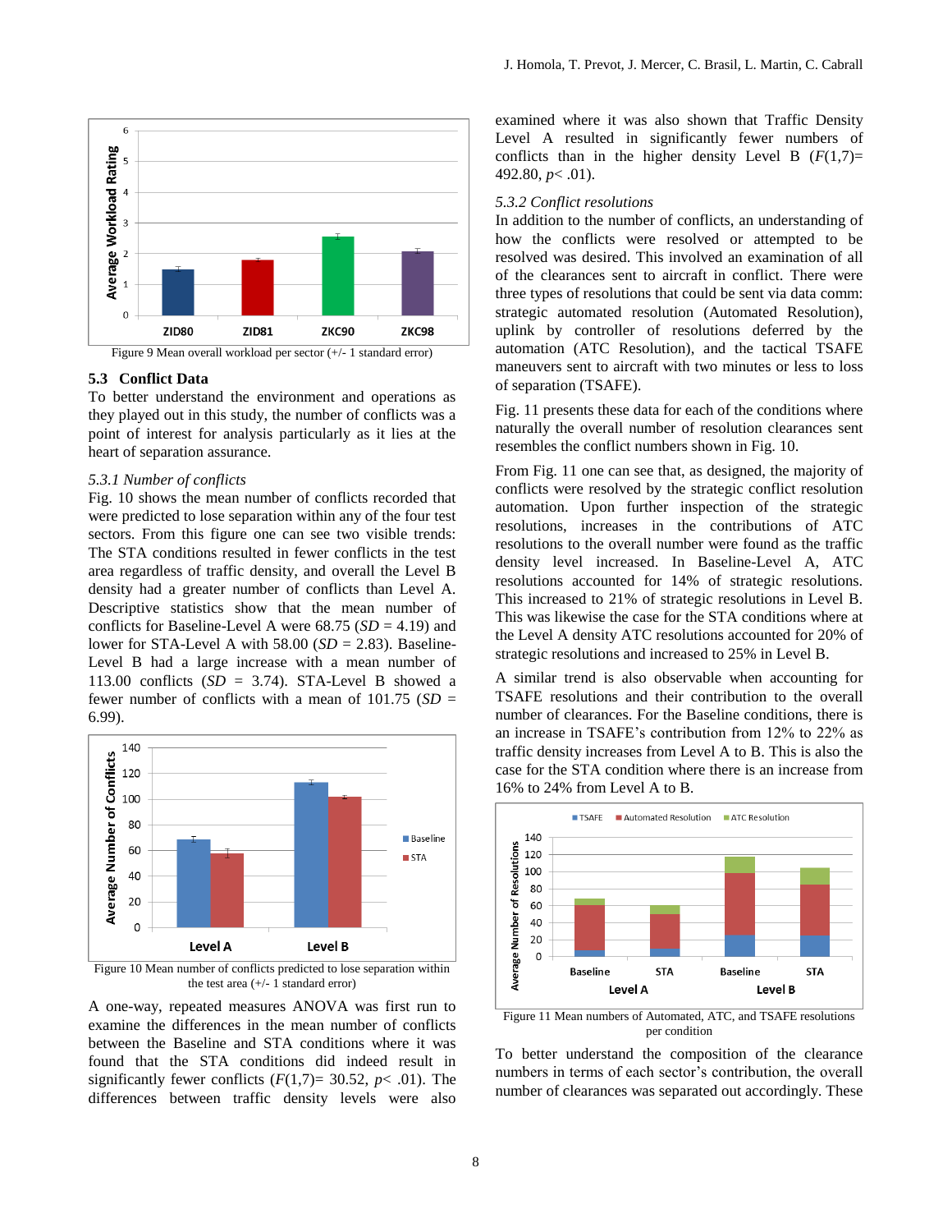Figure 9 Mean overall workload per sector (+/- 1 standard error)

### 5.3 Conflict Data

To better understand the environment and operations as they played out in this study, the number of conflicts was a point of interest for analysis particularly as it lies at the heart of separation assurance.

*5.3.1 Number of conflicts*

Fig. 10 shows the mean number of conflicts recorded that were predicted to lose separation within any of the four test sectors. From this figure one can see two visible trends: The STA conditions resulted in fewer conflicts in the test area regardless of traffic density, and overall the Level B density had a greater number of conflicts than Level A. Descriptive statistics show that the mean number of conflicts for Baseline-Level A were 68.75 ($SD$ = 4.19) and lower for STA-Level A with 58.00 ($SD$ = 2.83). Baseline-Level B had a large increase with a mean number of 113.00 conflicts ($SD$ = 3.74). STA-Level B showed a fewer number of conflicts with a mean of 101.75 ($SD$ = 6.99).

Figure 10 Mean number of conflicts predicted to lose separation within the test area (+/- 1 standard error)

A one-way, repeated measures ANOVA was first run to examine the differences in the mean number of conflicts between the Baseline and STA conditions where it was found that the STA conditions did indeed result in significantly fewer conflicts ($F(1,7)$= 30.52, $p$< .01). The differences between traffic density levels were also examined where it was also shown that Traffic Density Level A resulted in significantly fewer numbers of conflicts than in the higher density Level B ($F(1,7)$= 492.80, $p$< .01).

*5.3.2 Conflict resolutions*

In addition to the number of conflicts, an understanding of how the conflicts were resolved or attempted to be resolved was desired. This involved an examination of all of the clearances sent to aircraft in conflict. There were three types of resolutions that could be sent via data comm: strategic automated resolution (Automated Resolution), uplink by controller of resolutions deferred by the automation (ATC Resolution), and the tactical TSAFE maneuvers sent to aircraft with two minutes or less to loss of separation (TSAFE).

Fig. 11 presents these data for each of the conditions where naturally the overall number of resolution clearances sent resembles the conflict numbers shown in Fig. 10.

From Fig. 11 one can see that, as designed, the majority of conflicts were resolved by the strategic conflict resolution automation. Upon further inspection of the strategic resolutions, increases in the contributions of ATC resolutions to the overall number were found as the traffic density level increased. In Baseline-Level A, ATC resolutions accounted for 14% of strategic resolutions. This increased to 21% of strategic resolutions in Level B. This was likewise the case for the STA conditions where at the Level A density ATC resolutions accounted for 20% of strategic resolutions and increased to 25% in Level B.

A similar trend is also observable when accounting for TSAFE resolutions and their contribution to the overall number of clearances. For the Baseline conditions, there is an increase in TSAFE's contribution from 12% to 22% as traffic density increases from Level A to B. This is also the case for the STA condition where there is an increase from 16% to 24% from Level A to B.

Figure 11 Mean numbers of Automated, ATC, and TSAFE resolutions per condition

To better understand the composition of the clearance numbers in terms of each sector's contribution, the overall number of clearances was separated out accordingly. These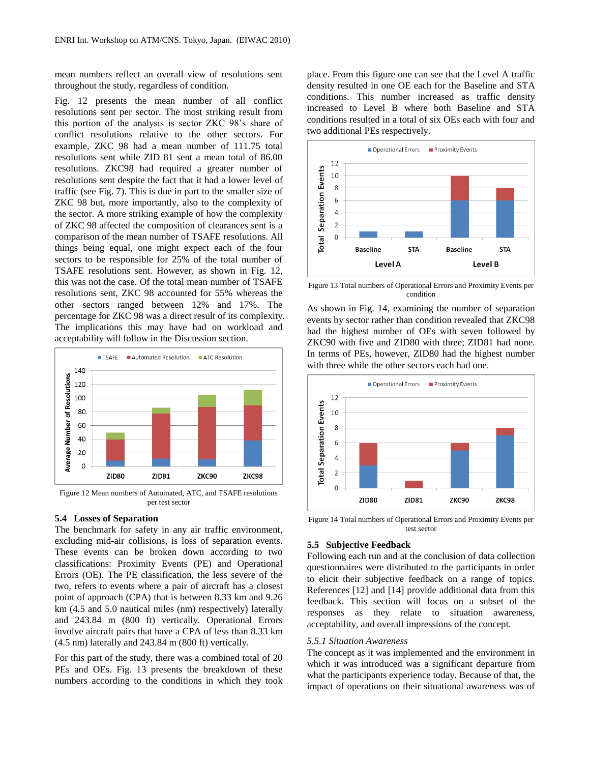mean numbers reflect an overall view of resolutions sent throughout the study, regardless of condition.

Fig. 12 presents the mean number of all conflict resolutions sent per sector. The most striking result from this portion of the analysis is sector ZKC 98's share of conflict resolutions relative to the other sectors. For example, ZKC 98 had a mean number of 111.75 total resolutions sent while ZID 81 sent a mean total of 86.00 resolutions. ZKC98 had required a greater number of resolutions sent despite the fact that it had a lower level of traffic (see Fig. 7). This is due in part to the smaller size of ZKC 98 but, more importantly, also to the complexity of the sector. A more striking example of how the complexity of ZKC 98 affected the composition of clearances sent is a comparison of the mean number of TSAFE resolutions. All things being equal, one might expect each of the four sectors to be responsible for 25% of the total number of TSAFE resolutions sent. However, as shown in Fig. 12, this was not the case. Of the total mean number of TSAFE resolutions sent, ZKC 98 accounted for 55% whereas the other sectors ranged between 12% and 17%. The percentage for ZKC 98 was a direct result of its complexity. The implications this may have had on workload and acceptability will follow in the Discussion section.

Figure 12 Mean numbers of Automated, ATC, and TSAFE resolutions per test sector

### 5.4 Losses of Separation

The benchmark for safety in any air traffic environment, excluding mid-air collisions, is loss of separation events. These events can be broken down according to two classifications: Proximity Events (PE) and Operational Errors (OE). The PE classification, the less severe of the two, refers to events where a pair of aircraft has a closest point of approach (CPA) that is between 8.33 km and 9.26 km (4.5 and 5.0 nautical miles (nm) respectively) laterally and 243.84 m (800 ft) vertically. Operational Errors involve aircraft pairs that have a CPA of less than 8.33 km (4.5 nm) laterally and 243.84 m (800 ft) vertically.

For this part of the study, there was a combined total of 20 PEs and OEs. Fig. 13 presents the breakdown of these numbers according to the conditions in which they took place. From this figure one can see that the Level A traffic density resulted in one OE each for the Baseline and STA conditions. This number increased as traffic density increased to Level B where both Baseline and STA conditions resulted in a total of six OEs each with four and two additional PEs respectively.

Figure 13 Total numbers of Operational Errors and Proximity Events per condition

As shown in Fig. 14, examining the number of separation events by sector rather than condition revealed that ZKC98 had the highest number of OEs with seven followed by ZKC90 with five and ZID80 with three; ZID81 had none. In terms of PEs, however, ZID80 had the highest number with three while the other sectors each had one.

Figure 14 Total numbers of Operational Errors and Proximity Events per test sector

### 5.5 Subjective Feedback

Following each run and at the conclusion of data collection questionnaires were distributed to the participants in order to elicit their subjective feedback on a range of topics. References [12] and [14] provide additional data from this feedback. This section will focus on a subset of the responses as they relate to situation awareness, acceptability, and overall impressions of the concept.

#### *5.5.1 Situation Awareness*

The concept as it was implemented and the environment in which it was introduced was a significant departure from what the participants experience today. Because of that, the impact of operations on their situational awareness was of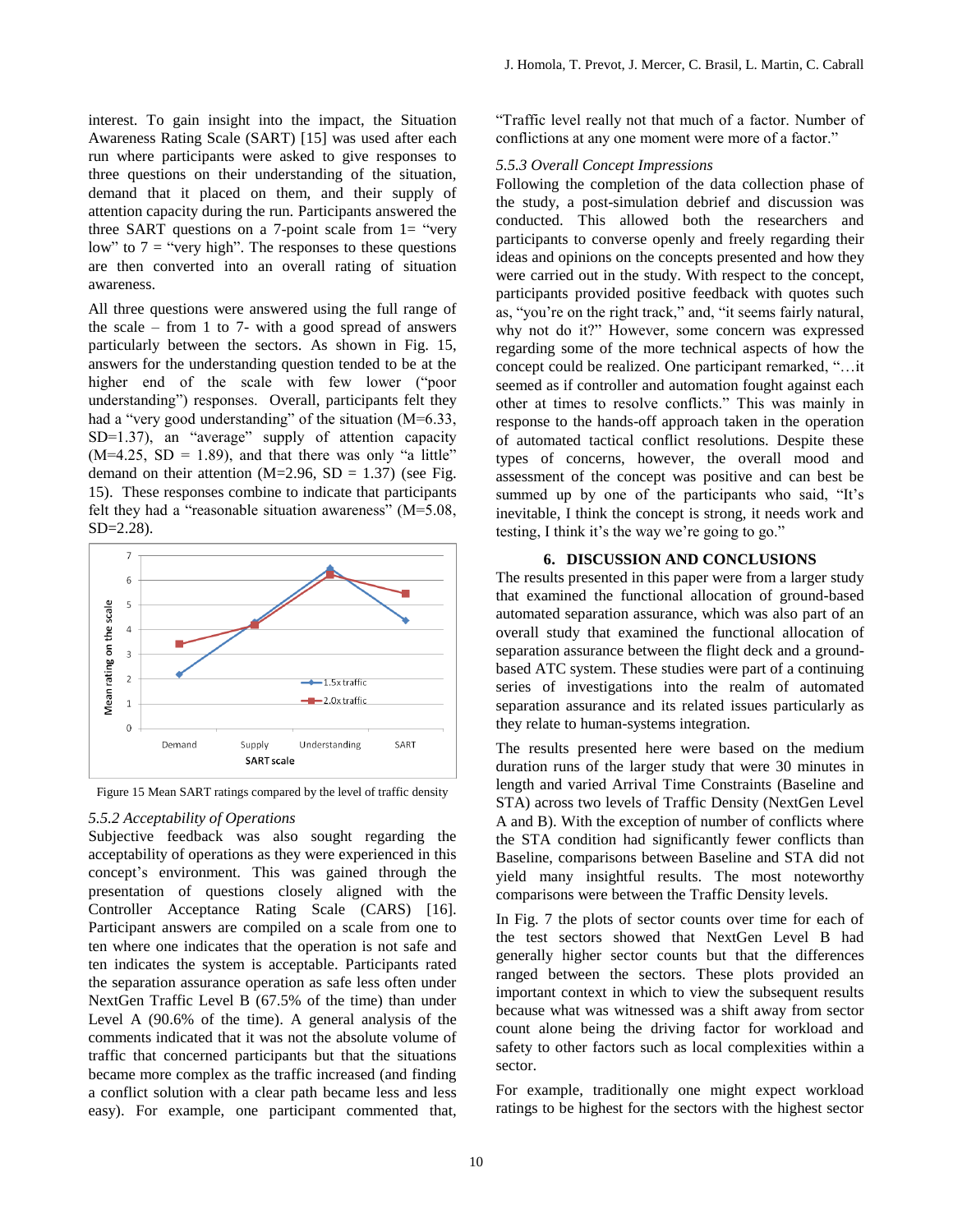interest. To gain insight into the impact, the Situation Awareness Rating Scale (SART) [15] was used after each run where participants were asked to give responses to three questions on their understanding of the situation, demand that it placed on them, and their supply of attention capacity during the run. Participants answered the three SART questions on a 7-point scale from 1= "very low" to 7 = "very high". The responses to these questions are then converted into an overall rating of situation awareness.

All three questions were answered using the full range of the scale – from 1 to 7- with a good spread of answers particularly between the sectors. As shown in Fig. 15, answers for the understanding question tended to be at the higher end of the scale with few lower ("poor understanding") responses. Overall, participants felt they had a "very good understanding" of the situation (M=6.33, SD=1.37), an "average" supply of attention capacity (M=4.25, SD = 1.89), and that there was only "a little" demand on their attention (M=2.96, SD = 1.37) (see Fig. 15). These responses combine to indicate that participants felt they had a "reasonable situation awareness" (M=5.08, SD=2.28).

Figure 15 Mean SART ratings compared by the level of traffic density

### 5.5.2 Acceptability of Operations

Subjective feedback was also sought regarding the acceptability of operations as they were experienced in this concept's environment. This was gained through the presentation of questions closely aligned with the Controller Acceptance Rating Scale (CARS) [16]. Participant answers are compiled on a scale from one to ten where one indicates that the operation is not safe and ten indicates the system is acceptable. Participants rated the separation assurance operation as safe less often under NextGen Traffic Level B (67.5% of the time) than under Level A (90.6% of the time). A general analysis of the comments indicated that it was not the absolute volume of traffic that concerned participants but that the situations became more complex as the traffic increased (and finding a conflict solution with a clear path became less and less easy). For example, one participant commented that, "Traffic level really not that much of a factor. Number of conflictions at any one moment were more of a factor."

### 5.5.3 Overall Concept Impressions

Following the completion of the data collection phase of the study, a post-simulation debrief and discussion was conducted. This allowed both the researchers and participants to converse openly and freely regarding their ideas and opinions on the concepts presented and how they were carried out in the study. With respect to the concept, participants provided positive feedback with quotes such as, "you're on the right track," and, "it seems fairly natural, why not do it?" However, some concern was expressed regarding some of the more technical aspects of how the concept could be realized. One participant remarked, "…it seemed as if controller and automation fought against each other at times to resolve conflicts." This was mainly in response to the hands-off approach taken in the operation of automated tactical conflict resolutions. Despite these types of concerns, however, the overall mood and assessment of the concept was positive and can best be summed up by one of the participants who said, "It's inevitable, I think the concept is strong, it needs work and testing, I think it's the way we're going to go."

## 6. DISCUSSION AND CONCLUSIONS

The results presented in this paper were from a larger study that examined the functional allocation of ground-based automated separation assurance, which was also part of an overall study that examined the functional allocation of separation assurance between the flight deck and a ground-based ATC system. These studies were part of a continuing series of investigations into the realm of automated separation assurance and its related issues particularly as they relate to human-systems integration.

The results presented here were based on the medium duration runs of the larger study that were 30 minutes in length and varied Arrival Time Constraints (Baseline and STA) across two levels of Traffic Density (NextGen Level A and B). With the exception of number of conflicts where the STA condition had significantly fewer conflicts than Baseline, comparisons between Baseline and STA did not yield many insightful results. The most noteworthy comparisons were between the Traffic Density levels.

In Fig. 7 the plots of sector counts over time for each of the test sectors showed that NextGen Level B had generally higher sector counts but that the differences ranged between the sectors. These plots provided an important context in which to view the subsequent results because what was witnessed was a shift away from sector count alone being the driving factor for workload and safety to other factors such as local complexities within a sector.

For example, traditionally one might expect workload ratings to be highest for the sectors with the highest sector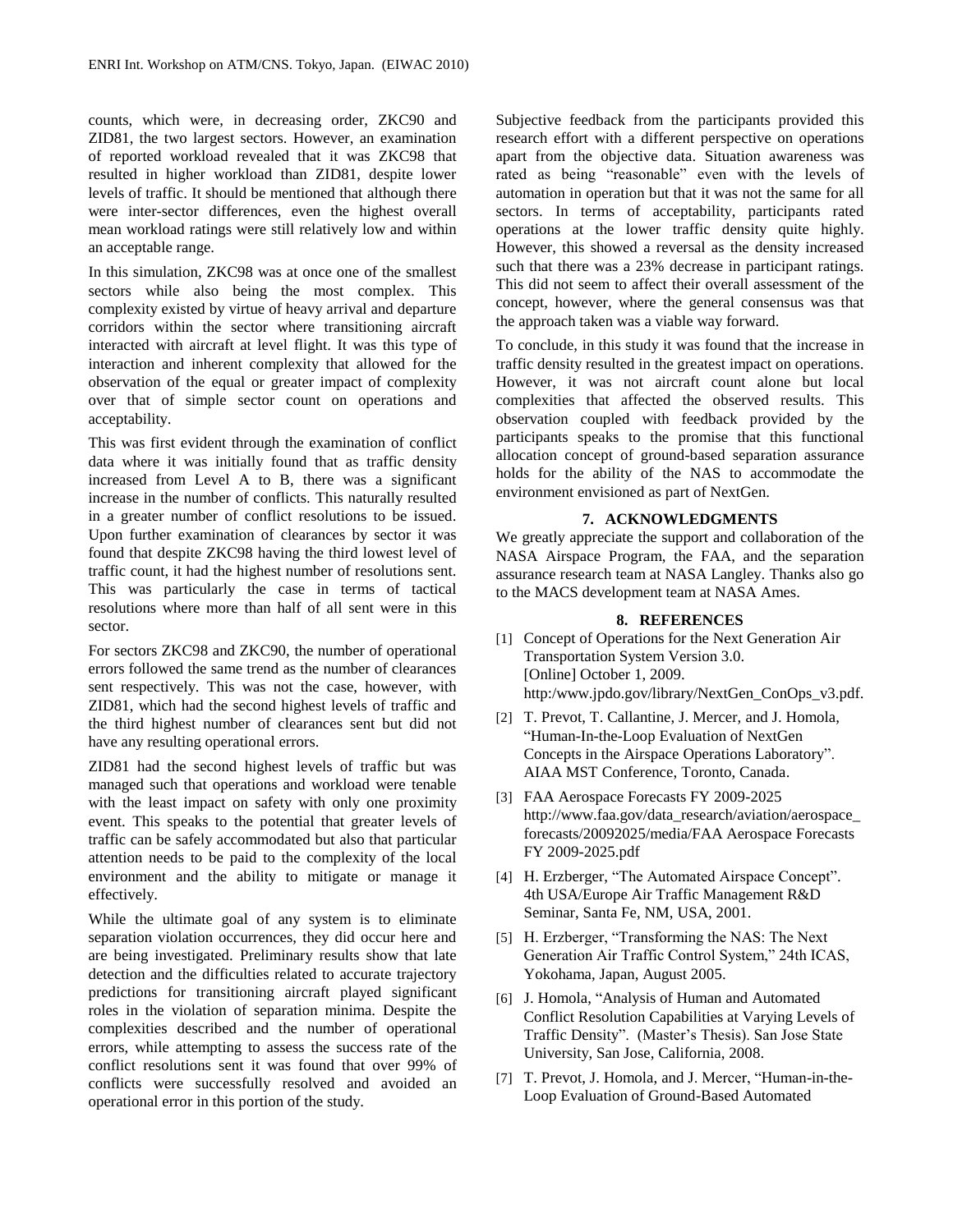counts, which were, in decreasing order, ZKC90 and ZID81, the two largest sectors. However, an examination of reported workload revealed that it was ZKC98 that resulted in higher workload than ZID81, despite lower levels of traffic. It should be mentioned that although there were inter-sector differences, even the highest overall mean workload ratings were still relatively low and within an acceptable range.

In this simulation, ZKC98 was at once one of the smallest sectors while also being the most complex. This complexity existed by virtue of heavy arrival and departure corridors within the sector where transitioning aircraft interacted with aircraft at level flight. It was this type of interaction and inherent complexity that allowed for the observation of the equal or greater impact of complexity over that of simple sector count on operations and acceptability.

This was first evident through the examination of conflict data where it was initially found that as traffic density increased from Level A to B, there was a significant increase in the number of conflicts. This naturally resulted in a greater number of conflict resolutions to be issued. Upon further examination of clearances by sector it was found that despite ZKC98 having the third lowest level of traffic count, it had the highest number of resolutions sent. This was particularly the case in terms of tactical resolutions where more than half of all sent were in this sector.

For sectors ZKC98 and ZKC90, the number of operational errors followed the same trend as the number of clearances sent respectively. This was not the case, however, with ZID81, which had the second highest levels of traffic and the third highest number of clearances sent but did not have any resulting operational errors.

ZID81 had the second highest levels of traffic but was managed such that operations and workload were tenable with the least impact on safety with only one proximity event. This speaks to the potential that greater levels of traffic can be safely accommodated but also that particular attention needs to be paid to the complexity of the local environment and the ability to mitigate or manage it effectively.

While the ultimate goal of any system is to eliminate separation violation occurrences, they did occur here and are being investigated. Preliminary results show that late detection and the difficulties related to accurate trajectory predictions for transitioning aircraft played significant roles in the violation of separation minima. Despite the complexities described and the number of operational errors, while attempting to assess the success rate of the conflict resolutions sent it was found that over 99% of conflicts were successfully resolved and avoided an operational error in this portion of the study.

Subjective feedback from the participants provided this research effort with a different perspective on operations apart from the objective data. Situation awareness was rated as being "reasonable" even with the levels of automation in operation but that it was not the same for all sectors. In terms of acceptability, participants rated operations at the lower traffic density quite highly. However, this showed a reversal as the density increased such that there was a 23% decrease in participant ratings. This did not seem to affect their overall assessment of the concept, however, where the general consensus was that the approach taken was a viable way forward.

To conclude, in this study it was found that the increase in traffic density resulted in the greatest impact on operations. However, it was not aircraft count alone but local complexities that affected the observed results. This observation coupled with feedback provided by the participants speaks to the promise that this functional allocation concept of ground-based separation assurance holds for the ability of the NAS to accommodate the environment envisioned as part of NextGen.

## 7. ACKNOWLEDGMENTS

We greatly appreciate the support and collaboration of the NASA Airspace Program, the FAA, and the separation assurance research team at NASA Langley. Thanks also go to the MACS development team at NASA Ames.

## 8. REFERENCES

[1] Concept of Operations for the Next Generation Air Transportation System Version 3.0. [Online] October 1, 2009. http:/www.jpdo.gov/library/NextGen_ConOps_v3.pdf.

[2] T. Prevot, T. Callantine, J. Mercer, and J. Homola, "Human-In-the-Loop Evaluation of NextGen Concepts in the Airspace Operations Laboratory". AIAA MST Conference, Toronto, Canada.

[3] FAA Aerospace Forecasts FY 2009-2025 http://www.faa.gov/data_research/aviation/aerospace_forecasts/20092025/media/FAA Aerospace Forecasts FY 2009-2025.pdf

[4] H. Erzberger, "The Automated Airspace Concept". 4th USA/Europe Air Traffic Management R&D Seminar, Santa Fe, NM, USA, 2001.

[5] H. Erzberger, "Transforming the NAS: The Next Generation Air Traffic Control System," 24th ICAS, Yokohama, Japan, August 2005.

[6] J. Homola, "Analysis of Human and Automated Conflict Resolution Capabilities at Varying Levels of Traffic Density". (Master's Thesis). San Jose State University, San Jose, California, 2008.

[7] T. Prevot, J. Homola, and J. Mercer, "Human-in-the-Loop Evaluation of Ground-Based Automated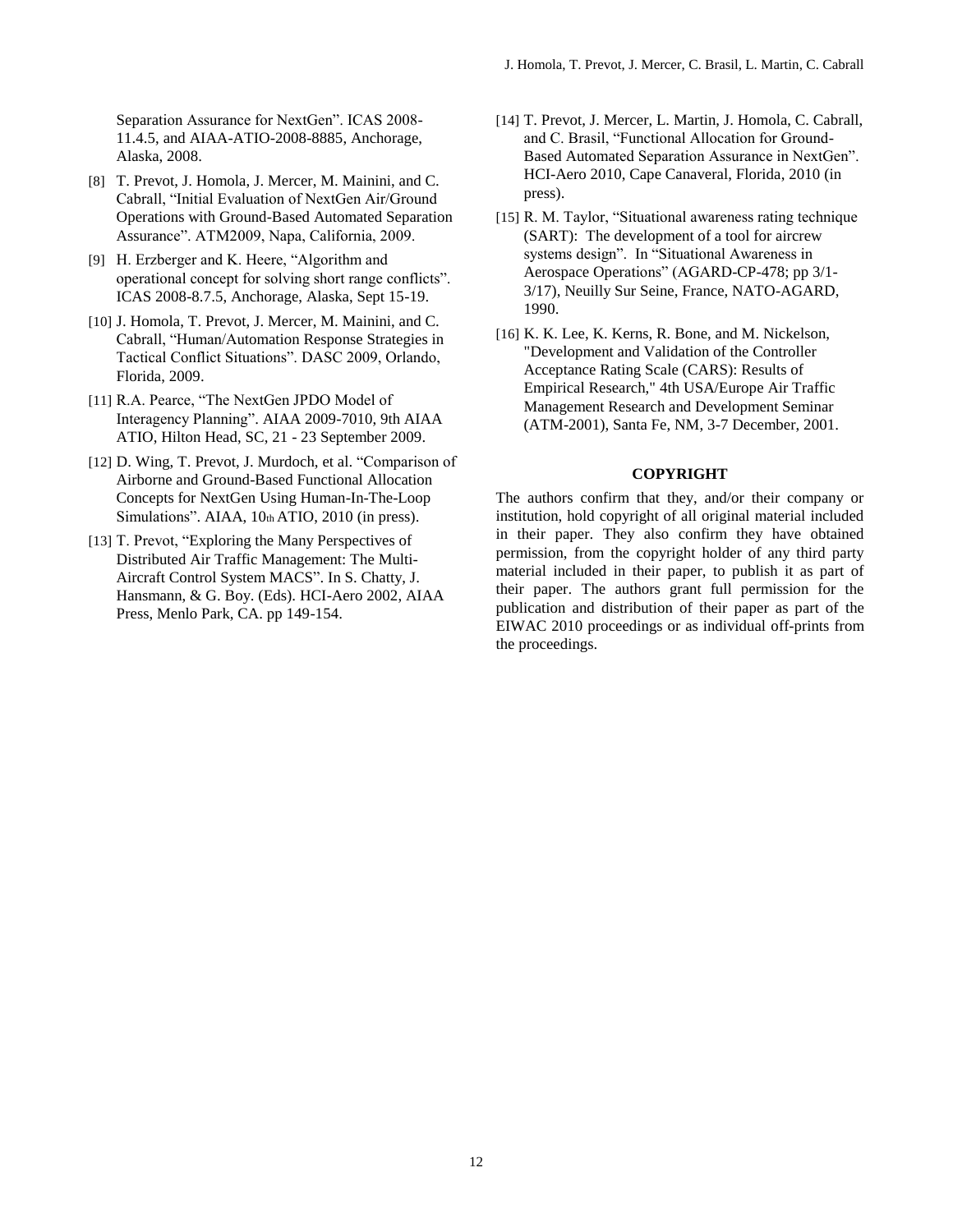Separation Assurance for NextGen". ICAS 2008-11.4.5, and AIAA-ATIO-2008-8885, Anchorage, Alaska, 2008.

[8] T. Prevot, J. Homola, J. Mercer, M. Mainini, and C. Cabrall, "Initial Evaluation of NextGen Air/Ground Operations with Ground-Based Automated Separation Assurance". ATM2009, Napa, California, 2009.

[9] H. Erzberger and K. Heere, "Algorithm and operational concept for solving short range conflicts". ICAS 2008-8.7.5, Anchorage, Alaska, Sept 15-19.

[10] J. Homola, T. Prevot, J. Mercer, M. Mainini, and C. Cabrall, "Human/Automation Response Strategies in Tactical Conflict Situations". DASC 2009, Orlando, Florida, 2009.

[11] R.A. Pearce, "The NextGen JPDO Model of Interagency Planning". AIAA 2009-7010, 9th AIAA ATIO, Hilton Head, SC, 21 - 23 September 2009.

[12] D. Wing, T. Prevot, J. Murdoch, et al. "Comparison of Airborne and Ground-Based Functional Allocation Concepts for NextGen Using Human-In-The-Loop Simulations". AIAA, 10th ATIO, 2010 (in press).

[13] T. Prevot, "Exploring the Many Perspectives of Distributed Air Traffic Management: The Multi-Aircraft Control System MACS". In S. Chatty, J. Hansmann, & G. Boy. (Eds). HCI-Aero 2002, AIAA Press, Menlo Park, CA. pp 149-154.

[14] T. Prevot, J. Mercer, L. Martin, J. Homola, C. Cabrall, and C. Brasil, "Functional Allocation for Ground-Based Automated Separation Assurance in NextGen". HCI-Aero 2010, Cape Canaveral, Florida, 2010 (in press).

[15] R. M. Taylor, "Situational awareness rating technique (SART): The development of a tool for aircrew systems design". In "Situational Awareness in Aerospace Operations" (AGARD-CP-478; pp 3/1-3/17), Neuilly Sur Seine, France, NATO-AGARD, 1990.

[16] K. K. Lee, K. Kerns, R. Bone, and M. Nickelson, "Development and Validation of the Controller Acceptance Rating Scale (CARS): Results of Empirical Research," 4th USA/Europe Air Traffic Management Research and Development Seminar (ATM-2001), Santa Fe, NM, 3-7 December, 2001.

## COPYRIGHT

The authors confirm that they, and/or their company or institution, hold copyright of all original material included in their paper. They also confirm they have obtained permission, from the copyright holder of any third party material included in their paper, to publish it as part of their paper. The authors grant full permission for the publication and distribution of their paper as part of the EIWAC 2010 proceedings or as individual off-prints from the proceedings.